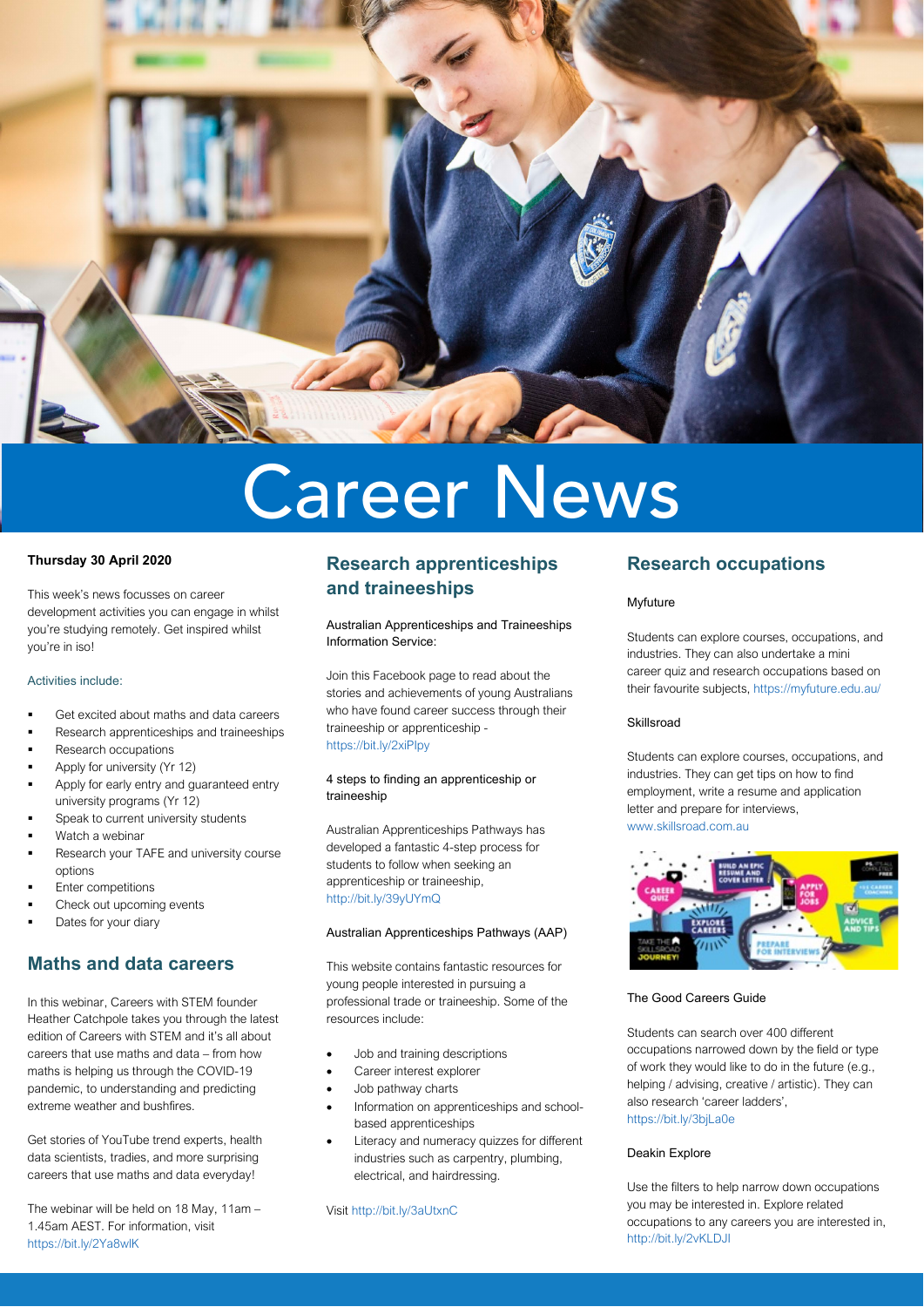# Career News

**Thursday 30 April 2020**

This week's news focusses on career development activities you can engage in whilst you're studying remotely. Get inspired whilst you're in iso!

Activities include:

- Get excited about maths and data careers
- Research apprenticeships and traineeships
- Research occupations
- Apply for university (Yr 12)
- Apply for early entry and guaranteed entry university programs (Yr 12)
- Speak to current university students
- Watch a webinar
- Research your TAFE and university course options
- Enter competitions
- Check out upcoming events
- Dates for your diary

## Maths and data careers

In this webinar, Careers with STEM founder Heather Catchpole takes you through the latest edition of Careers with STEM and it's all about careers that use maths and data – from how maths is helping us through the COVID-19 pandemic, to understanding and predicting extreme weather and bushfires.

Get stories of YouTube trend experts, health data scientists, tradies, and more surprising careers that use maths and data everyday!

The webinar will be held on 18 May, 11am – 1.45am AEST. For information, visit https://bit.ly/2Ya8wlK

## Research apprenticeships and traineeships

Australian Apprenticeships and Traineeships Information Service:

Join this Facebook page to read about the stories and achievements of young Australians who have found career success through their traineeship or apprenticeship - https://bit.ly/2xiPlpy

4 steps to finding an apprenticeship or traineeship

Australian Apprenticeships Pathways has developed a fantastic 4-step process for students to follow when seeking an apprenticeship or traineeship, http://bit.ly/39yUYmQ

Australian Apprenticeships Pathways (AAP)

This website contains fantastic resources for young people interested in pursuing a professional trade or traineeship. Some of the resources include:

- Job and training descriptions
- Career interest explorer
- Job pathway charts
- Information on apprenticeships and school-based apprenticeships
- Literacy and numeracy quizzes for different industries such as carpentry, plumbing, electrical, and hairdressing.

Visit http://bit.ly/3aUtxnC

## Research occupations

Myfuture

Students can explore courses, occupations, and industries. They can also undertake a mini career quiz and research occupations based on their favourite subjects, https://myfuture.edu.au/

Skillsroad

Students can explore courses, occupations, and industries. They can get tips on how to find employment, write a resume and application letter and prepare for interviews, www.skillsroad.com.au

The Good Careers Guide

Students can search over 400 different occupations narrowed down by the field or type of work they would like to do in the future (e.g., helping / advising, creative / artistic). They can also research 'career ladders', https://bit.ly/3bjLa0e

Deakin Explore

Use the filters to help narrow down occupations you may be interested in. Explore related occupations to any careers you are interested in, http://bit.ly/2vKLDJI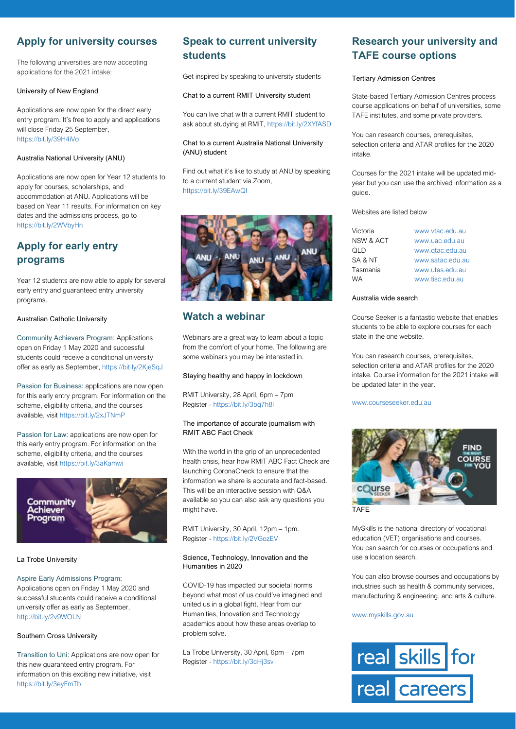## Apply for university courses

The following universities are now accepting applications for the 2021 intake:

University of New England

Applications are now open for the direct early entry program. It's free to apply and applications will close Friday 25 September, https://bit.ly/39H4iVo

Australia National University (ANU)

Applications are now open for Year 12 students to apply for courses, scholarships, and accommodation at ANU. Applications will be based on Year 11 results. For information on key dates and the admissions process, go to https://bit.ly/2WVbyHn

## Apply for early entry programs

Year 12 students are now able to apply for several early entry and guaranteed entry university programs.

Australian Catholic University

Community Achievers Program: Applications open on Friday 1 May 2020 and successful students could receive a conditional university offer as early as September, https://bit.ly/2KjeSqJ

Passion for Business: applications are now open for this early entry program. For information on the scheme, eligibility criteria, and the courses available, visit https://bit.ly/2xJTNmP

Passion for Law: applications are now open for this early entry program. For information on the scheme, eligibility criteria, and the courses available, visit https://bit.ly/3aKamwi

La Trobe University

Aspire Early Admissions Program: Applications open on Friday 1 May 2020 and successful students could receive a conditional university offer as early as September, http://bit.ly/2v9WOLN

Southern Cross University

Transition to Uni: Applications are now open for this new guaranteed entry program. For information on this exciting new initiative, visit https://bit.ly/3eyFmTb

## Speak to current university students

Get inspired by speaking to university students

Chat to a current RMIT University student

You can live chat with a current RMIT student to ask about studying at RMIT, https://bit.ly/2XYfASD

Chat to a current Australia National University (ANU) student

Find out what it's like to study at ANU by speaking to a current student via Zoom, https://bit.ly/39EAwQI

## Watch a webinar

Webinars are a great way to learn about a topic from the comfort of your home. The following are some webinars you may be interested in.

Staying healthy and happy in lockdown

RMIT University, 28 April, 6pm – 7pm
Register - https://bit.ly/3bg7h8l

The importance of accurate journalism with RMIT ABC Fact Check

With the world in the grip of an unprecedented health crisis, hear how RMIT ABC Fact Check are launching CoronaCheck to ensure that the information we share is accurate and fact-based. This will be an interactive session with Q&A available so you can also ask any questions you might have.

RMIT University, 30 April, 12pm – 1pm.
Register - https://bit.ly/2VGozEV

Science, Technology, Innovation and the Humanities in 2020

COVID-19 has impacted our societal norms beyond what most of us could've imagined and united us in a global fight. Hear from our Humanities, Innovation and Technology academics about how these areas overlap to problem solve.

La Trobe University, 30 April, 6pm – 7pm
Register - https://bit.ly/3cHj3sv

## Research your university and TAFE course options

Tertiary Admission Centres

State-based Tertiary Admission Centres process course applications on behalf of universities, some TAFE institutes, and some private providers.

You can research courses, prerequisites, selection criteria and ATAR profiles for the 2020 intake.

Courses for the 2021 intake will be updated mid-year but you can use the archived information as a guide.

Websites are listed below

| | |
|---|---|
| Victoria | www.vtac.edu.au |
| NSW & ACT | www.uac.edu.au |
| QLD | www.qtac.edu.au |
| SA & NT | www.satac.edu.au |
| Tasmania | www.utas.edu.au |
| WA | www.tisc.edu.au |

Australia wide search

Course Seeker is a fantastic website that enables students to be able to explore courses for each state in the one website.

You can research courses, prerequisites, selection criteria and ATAR profiles for the 2020 intake. Course information for the 2021 intake will be updated later in the year.

www.courseseeker.edu.au

TAFE

MySkills is the national directory of vocational education (VET) organisations and courses. You can search for courses or occupations and use a location search.

You can also browse courses and occupations by industries such as health & community services, manufacturing & engineering, and arts & culture.

www.myskills.gov.au

real skills for real careers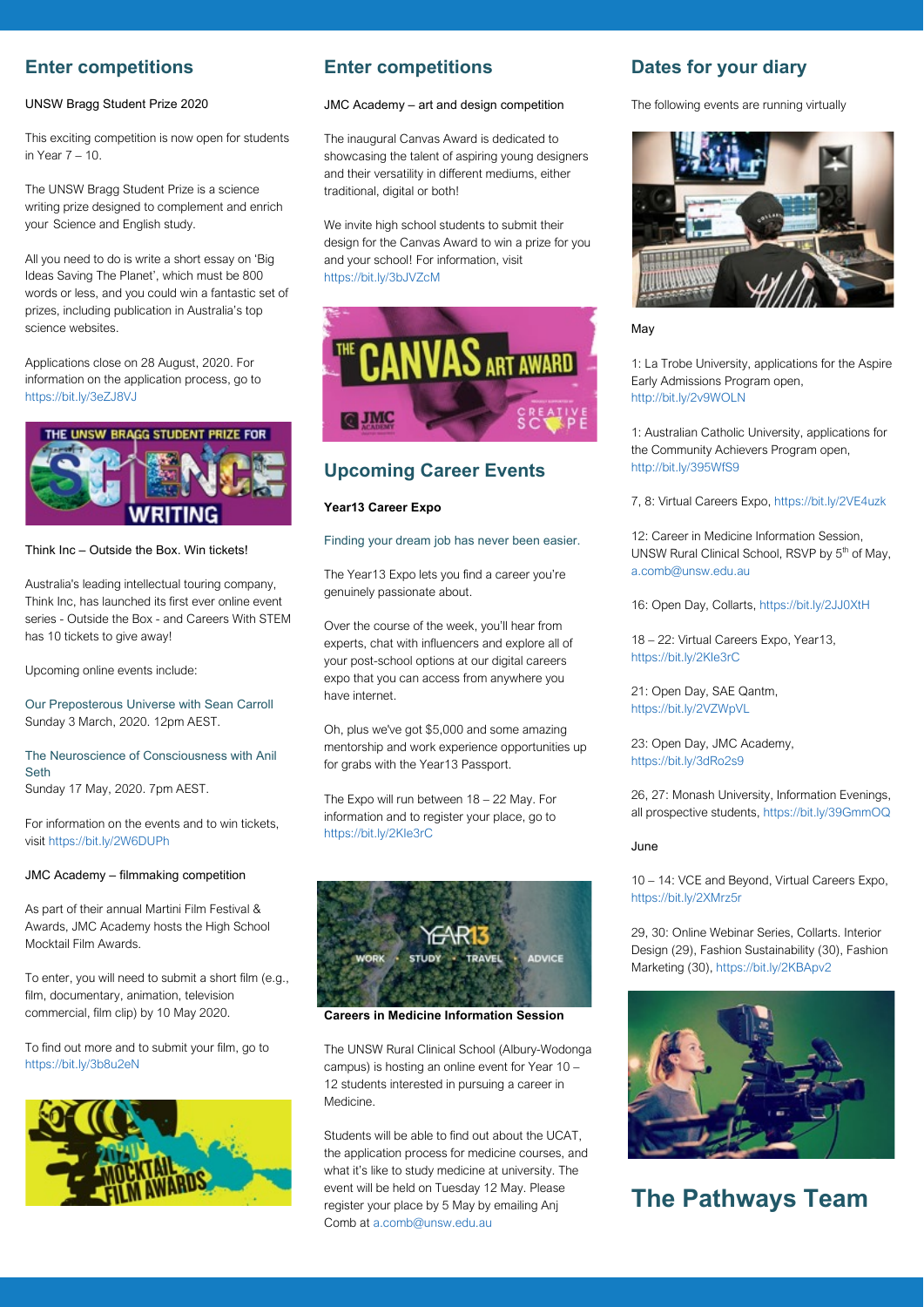## Enter competitions

UNSW Bragg Student Prize 2020

This exciting competition is now open for students in Year 7 – 10.

The UNSW Bragg Student Prize is a science writing prize designed to complement and enrich your Science and English study.

All you need to do is write a short essay on 'Big Ideas Saving The Planet', which must be 800 words or less, and you could win a fantastic set of prizes, including publication in Australia's top science websites.

Applications close on 28 August, 2020. For information on the application process, go to https://bit.ly/3eZJ8VJ

Think Inc – Outside the Box. Win tickets!

Australia's leading intellectual touring company, Think Inc, has launched its first ever online event series - Outside the Box - and Careers With STEM has 10 tickets to give away!

Upcoming online events include:

Our Preposterous Universe with Sean Carroll
Sunday 3 March, 2020. 12pm AEST.

The Neuroscience of Consciousness with Anil Seth
Sunday 17 May, 2020. 7pm AEST.

For information on the events and to win tickets, visit https://bit.ly/2W6DUPh

JMC Academy – filmmaking competition

As part of their annual Martini Film Festival & Awards, JMC Academy hosts the High School Mocktail Film Awards.

To enter, you will need to submit a short film (e.g., film, documentary, animation, television commercial, film clip) by 10 May 2020.

To find out more and to submit your film, go to https://bit.ly/3b8u2eN

## Enter competitions

JMC Academy – art and design competition

The inaugural Canvas Award is dedicated to showcasing the talent of aspiring young designers and their versatility in different mediums, either traditional, digital or both!

We invite high school students to submit their design for the Canvas Award to win a prize for you and your school! For information, visit https://bit.ly/3bJVZcM

## Upcoming Career Events

**Year13 Career Expo**

Finding your dream job has never been easier.

The Year13 Expo lets you find a career you're genuinely passionate about.

Over the course of the week, you'll hear from experts, chat with influencers and explore all of your post-school options at our digital careers expo that you can access from anywhere you have internet.

Oh, plus we've got $5,000 and some amazing mentorship and work experience opportunities up for grabs with the Year13 Passport.

The Expo will run between 18 – 22 May. For information and to register your place, go to https://bit.ly/2Kle3rC

**Careers in Medicine Information Session**

The UNSW Rural Clinical School (Albury-Wodonga campus) is hosting an online event for Year 10 – 12 students interested in pursuing a career in Medicine.

Students will be able to find out about the UCAT, the application process for medicine courses, and what it's like to study medicine at university. The event will be held on Tuesday 12 May. Please register your place by 5 May by emailing Anj Comb at a.comb@unsw.edu.au

## Dates for your diary

The following events are running virtually

May

1: La Trobe University, applications for the Aspire Early Admissions Program open, http://bit.ly/2v9WOLN

1: Australian Catholic University, applications for the Community Achievers Program open, http://bit.ly/395WfS9

7, 8: Virtual Careers Expo, https://bit.ly/2VE4uzk

12: Career in Medicine Information Session, UNSW Rural Clinical School, RSVP by 5th of May, a.comb@unsw.edu.au

16: Open Day, Collarts, https://bit.ly/2JJ0XtH

18 – 22: Virtual Careers Expo, Year13, https://bit.ly/2Kle3rC

21: Open Day, SAE Qantm, https://bit.ly/2VZWpVL

23: Open Day, JMC Academy, https://bit.ly/3dRo2s9

26, 27: Monash University, Information Evenings, all prospective students, https://bit.ly/39GmmOQ

June

10 – 14: VCE and Beyond, Virtual Careers Expo, https://bit.ly/2XMrz5r

29, 30: Online Webinar Series, Collarts. Interior Design (29), Fashion Sustainability (30), Fashion Marketing (30), https://bit.ly/2KBApv2

# The Pathways Team